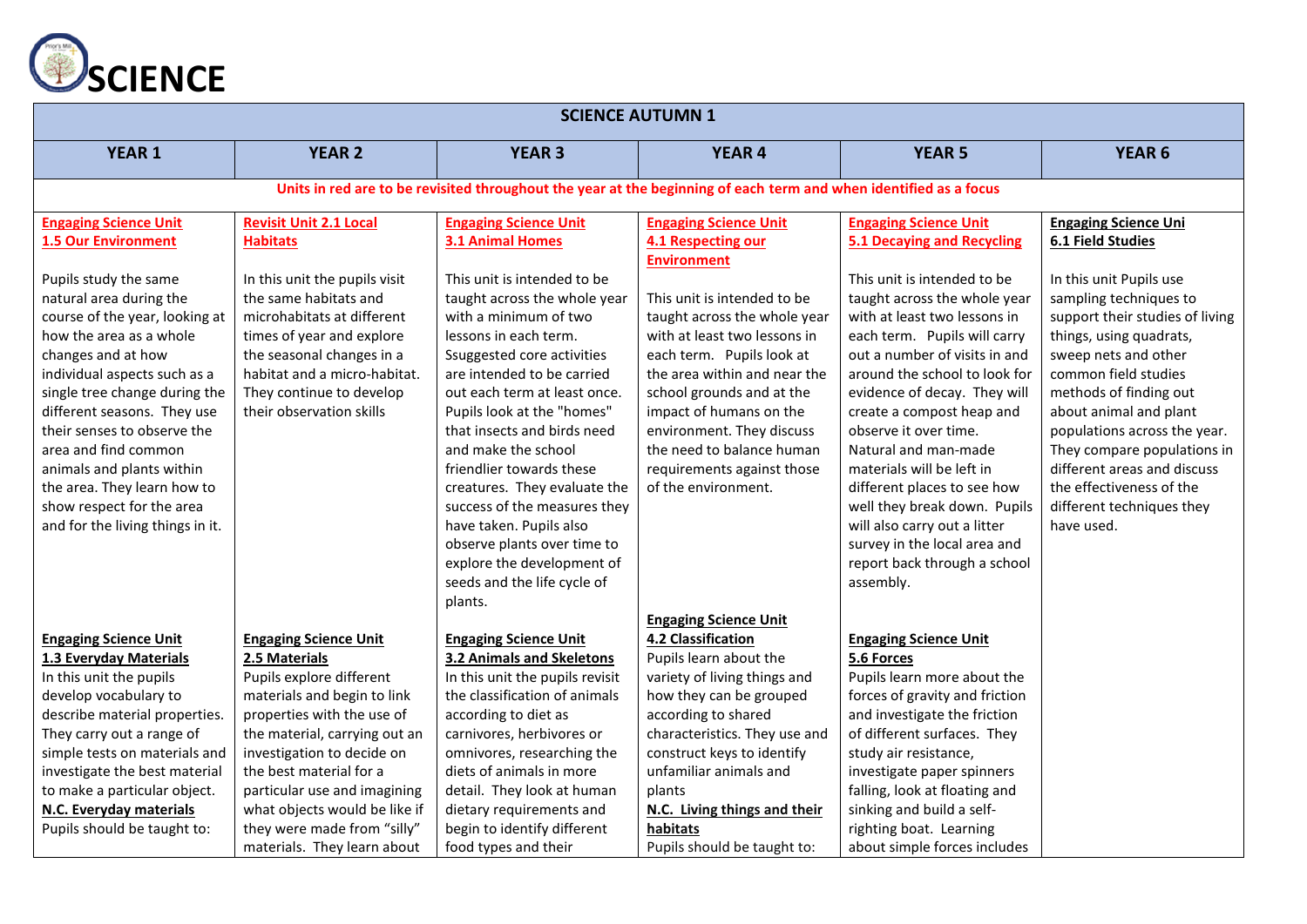# SCIENCE

| SCIENCE AUTUMN 1 | | | | | |
|---|---|---|---|---|---|
| **YEAR 1** | **YEAR 2** | **YEAR 3** | **YEAR 4** | **YEAR 5** | **YEAR 6** |
| **Units in red are to be revisited throughout the year at the beginning of each term and when identified as a focus** | | | | | |
| **Engaging Science Unit 1.5 Our Environment**<br><br>Pupils study the same natural area during the course of the year, looking at how the area as a whole changes and at how individual aspects such as a single tree change during the different seasons. They use their senses to observe the area and find common animals and plants within the area. They learn how to show respect for the area and for the living things in it. | **Revisit Unit 2.1 Local Habitats**<br><br>In this unit the pupils visit the same habitats and microhabitats at different times of year and explore the seasonal changes in a habitat and a micro-habitat. They continue to develop their observation skills | **Engaging Science Unit 3.1 Animal Homes**<br><br>This unit is intended to be taught across the whole year with a minimum of two lessons in each term. Ssuggested core activities are intended to be carried out each term at least once. Pupils look at the "homes" that insects and birds need and make the school friendlier towards these creatures. They evaluate the success of the measures they have taken. Pupils also observe plants over time to explore the development of seeds and the life cycle of plants. | **Engaging Science Unit 4.1 Respecting our Environment**<br><br>This unit is intended to be taught across the whole year with at least two lessons in each term. Pupils look at the area within and near the school grounds and at the impact of humans on the environment. They discuss the need to balance human requirements against those of the environment. | **Engaging Science Unit 5.1 Decaying and Recycling**<br><br>This unit is intended to be taught across the whole year with at least two lessons in each term. Pupils will carry out a number of visits in and around the school to look for evidence of decay. They will create a compost heap and observe it over time. Natural and man-made materials will be left in different places to see how well they break down. Pupils will also carry out a litter survey in the local area and report back through a school assembly. | **Engaging Science Uni 6.1 Field Studies**<br><br>In this unit Pupils use sampling techniques to support their studies of living things, using quadrats, sweep nets and other common field studies methods of finding out about animal and plant populations across the year. They compare populations in different areas and discuss the effectiveness of the different techniques they have used. |
| **Engaging Science Unit 1.3 Everyday Materials**<br>In this unit the pupils develop vocabulary to describe material properties. They carry out a range of simple tests on materials and investigate the best material to make a particular object.<br>**N.C. Everyday materials**<br>Pupils should be taught to: | **Engaging Science Unit 2.5 Materials**<br>Pupils explore different materials and begin to link properties with the use of the material, carrying out an investigation to decide on the best material for a particular use and imagining what objects would be like if they were made from "silly" materials. They learn about | **Engaging Science Unit 3.2 Animals and Skeletons**<br>In this unit the pupils revisit the classification of animals according to diet as carnivores, herbivores or omnivores, researching the diets of animals in more detail. They look at human dietary requirements and begin to identify different food types and their | **Engaging Science Unit 4.2 Classification**<br>Pupils learn about the variety of living things and how they can be grouped according to shared characteristics. They use and construct keys to identify unfamiliar animals and plants<br>**N.C. Living things and their habitats**<br>Pupils should be taught to: | **Engaging Science Unit 5.6 Forces**<br>Pupils learn more about the forces of gravity and friction and investigate the friction of different surfaces. They study air resistance, investigate paper spinners falling, look at floating and sinking and build a self-righting boat. Learning about simple forces includes | |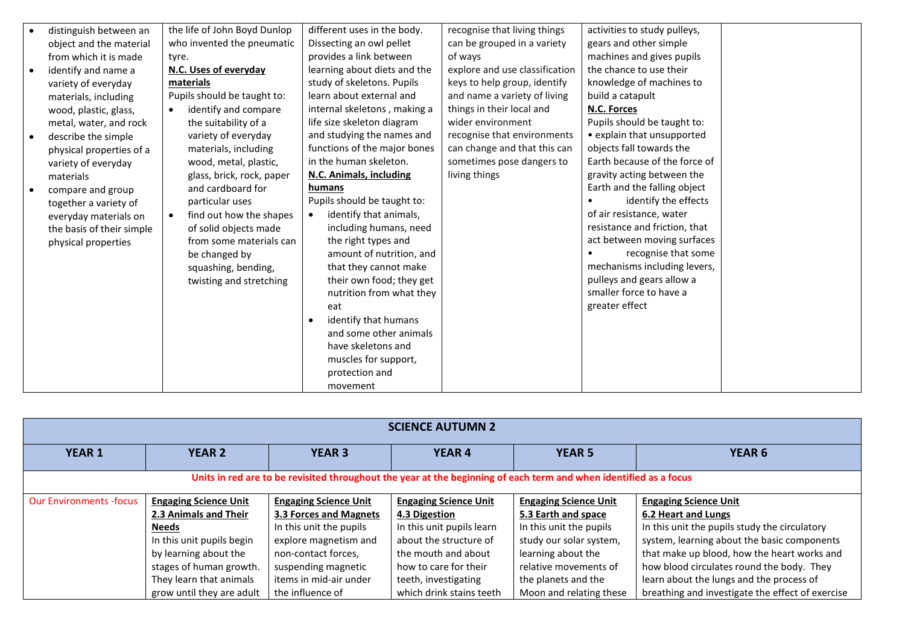| | | | | | |
|---|---|---|---|---|---|
| • distinguish between an object and the material from which it is made<br>• identify and name a variety of everyday materials, including wood, plastic, glass, metal, water, and rock<br>• describe the simple physical properties of a variety of everyday materials<br>• compare and group together a variety of everyday materials on the basis of their simple physical properties | the life of John Boyd Dunlop who invented the pneumatic tyre.<br>**N.C. Uses of everyday materials**<br>Pupils should be taught to:<br>• identify and compare the suitability of a variety of everyday materials, including wood, metal, plastic, glass, brick, rock, paper and cardboard for particular uses<br>• find out how the shapes of solid objects made from some materials can be changed by squashing, bending, twisting and stretching | different uses in the body. Dissecting an owl pellet provides a link between learning about diets and the study of skeletons. Pupils learn about external and internal skeletons , making a life size skeleton diagram and studying the names and functions of the major bones in the human skeleton.<br>**N.C. Animals, including humans**<br>Pupils should be taught to:<br>• identify that animals, including humans, need the right types and amount of nutrition, and that they cannot make their own food; they get nutrition from what they eat<br>• identify that humans and some other animals have skeletons and muscles for support, protection and movement | recognise that living things can be grouped in a variety of ways<br>explore and use classification keys to help group, identify and name a variety of living things in their local and wider environment<br>recognise that environments can change and that this can sometimes pose dangers to living things | activities to study pulleys, gears and other simple machines and gives pupils the chance to use their knowledge of machines to build a catapult<br>**N.C. Forces**<br>Pupils should be taught to:<br>• explain that unsupported objects fall towards the Earth because of the force of gravity acting between the Earth and the falling object<br>• identify the effects of air resistance, water resistance and friction, that act between moving surfaces<br>• recognise that some mechanisms including levers, pulleys and gears allow a smaller force to have a greater effect | |

| SCIENCE AUTUMN 2 | | | | | |
|---|---|---|---|---|---|
| **YEAR 1** | **YEAR 2** | **YEAR 3** | **YEAR 4** | **YEAR 5** | **YEAR 6** |
| **Units in red are to be revisited throughout the year at the beginning of each term and when identified as a focus** | | | | | |
| Our Environments -focus | **Engaging Science Unit**<br>**2.3 Animals and Their Needs**<br>In this unit pupils begin by learning about the stages of human growth. They learn that animals grow until they are adult | **Engaging Science Unit**<br>**3.3 Forces and Magnets**<br>In this unit the pupils explore magnetism and non-contact forces, suspending magnetic items in mid-air under the influence of | **Engaging Science Unit**<br>**4.3 Digestion**<br>In this unit pupils learn about the structure of the mouth and about how to care for their teeth, investigating which drink stains teeth | **Engaging Science Unit**<br>**5.3 Earth and space**<br>In this unit the pupils study our solar system, learning about the relative movements of the planets and the Moon and relating these | **Engaging Science Unit**<br>**6.2 Heart and Lungs**<br>In this unit the pupils study the circulatory system, learning about the basic components that make up blood, how the heart works and how blood circulates round the body. They learn about the lungs and the process of breathing and investigate the effect of exercise |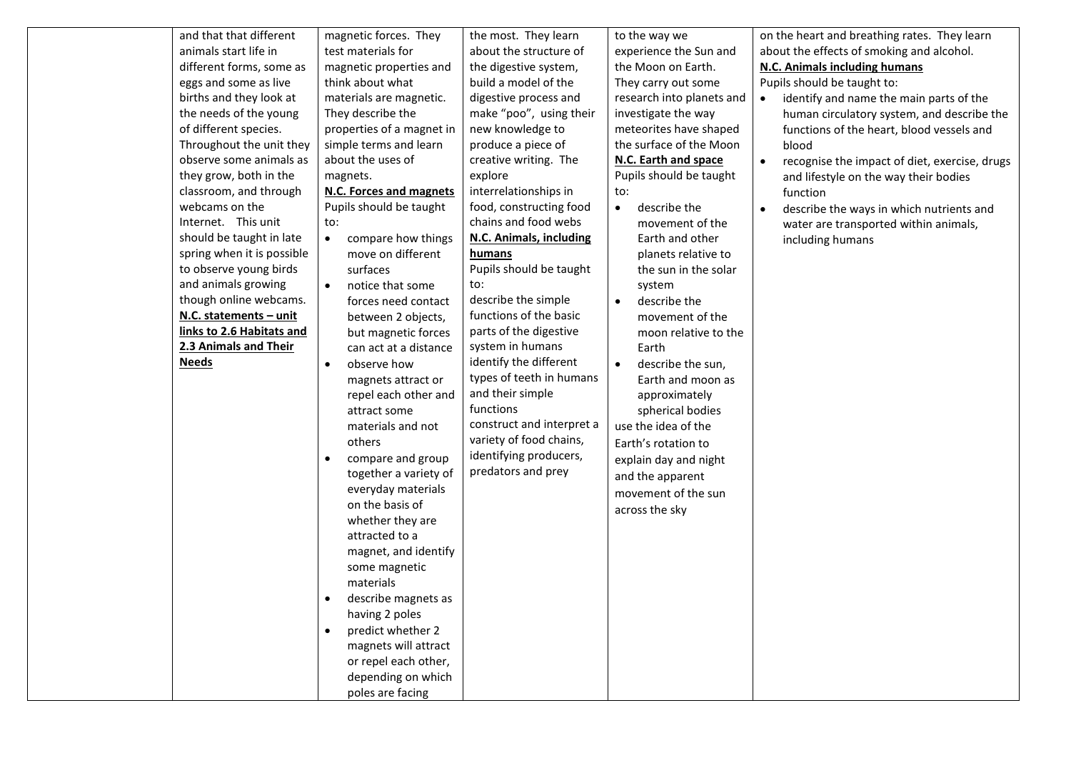| | | | | | |
|---|---|---|---|---|---|
| | and that that different animals start life in different forms, some as eggs and some as live births and they look at the needs of the young of different species. Throughout the unit they observe some animals as they grow, both in the classroom, and through webcams on the Internet. This unit should be taught in late spring when it is possible to observe young birds and animals growing though online webcams.<br>**N.C. statements – unit links to 2.6 Habitats and 2.3 Animals and Their Needs** | magnetic forces. They test materials for magnetic properties and think about what materials are magnetic. They describe the properties of a magnet in simple terms and learn about the uses of magnets.<br>**N.C. Forces and magnets**<br>Pupils should be taught to:<br>• compare how things move on different surfaces<br>• notice that some forces need contact between 2 objects, but magnetic forces can act at a distance<br>• observe how magnets attract or repel each other and attract some materials and not others<br>• compare and group together a variety of everyday materials on the basis of whether they are attracted to a magnet, and identify some magnetic materials<br>• describe magnets as having 2 poles<br>• predict whether 2 magnets will attract or repel each other, depending on which poles are facing | the most. They learn about the structure of the digestive system, build a model of the digestive process and make "poo", using their new knowledge to produce a piece of creative writing. The explore interrelationships in food, constructing food chains and food webs<br>**N.C. Animals, including humans**<br>Pupils should be taught to:<br>describe the simple functions of the basic parts of the digestive system in humans<br>identify the different types of teeth in humans and their simple functions<br>construct and interpret a variety of food chains, identifying producers, predators and prey | to the way we experience the Sun and the Moon on Earth. They carry out some research into planets and investigate the way meteorites have shaped the surface of the Moon<br>**N.C. Earth and space**<br>Pupils should be taught to:<br>• describe the movement of the Earth and other planets relative to the sun in the solar system<br>• describe the movement of the moon relative to the Earth<br>• describe the sun, Earth and moon as approximately spherical bodies<br>use the idea of the Earth's rotation to explain day and night and the apparent movement of the sun across the sky | on the heart and breathing rates. They learn about the effects of smoking and alcohol.<br>**N.C. Animals including humans**<br>Pupils should be taught to:<br>• identify and name the main parts of the human circulatory system, and describe the functions of the heart, blood vessels and blood<br>• recognise the impact of diet, exercise, drugs and lifestyle on the way their bodies function<br>• describe the ways in which nutrients and water are transported within animals, including humans |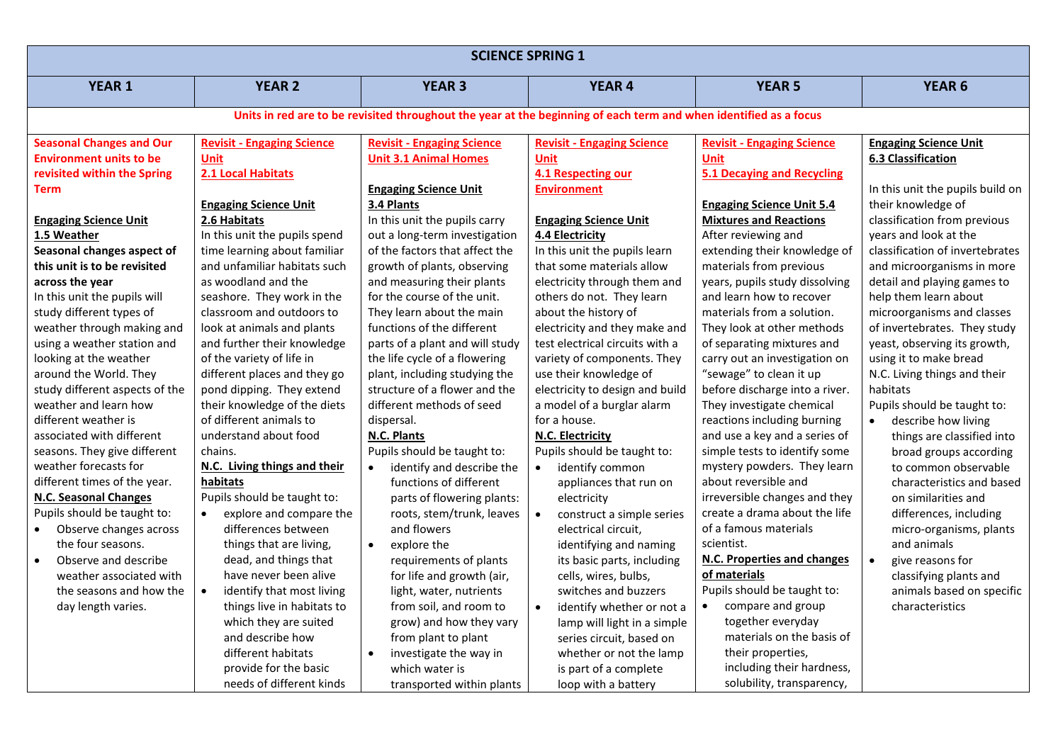| SCIENCE SPRING 1 | | | | | |
|---|---|---|---|---|---|
| **YEAR 1** | **YEAR 2** | **YEAR 3** | **YEAR 4** | **YEAR 5** | **YEAR 6** |
| **Units in red are to be revisited throughout the year at the beginning of each term and when identified as a focus** | | | | | |
| **Seasonal Changes and Our Environment units to be revisited within the Spring Term**<br><br>**Engaging Science Unit 1.5 Weather**<br>**Seasonal changes aspect of this unit is to be revisited across the year**<br>In this unit the pupils will study different types of weather through making and using a weather station and looking at the weather around the World. They study different aspects of the weather and learn how different weather is associated with different seasons. They give different weather forecasts for different times of the year.<br>**N.C. Seasonal Changes**<br>Pupils should be taught to:<br>• Observe changes across the four seasons.<br>• Observe and describe weather associated with the seasons and how the day length varies. | **Revisit - Engaging Science Unit 2.1 Local Habitats**<br><br>**Engaging Science Unit 2.6 Habitats**<br>In this unit the pupils spend time learning about familiar and unfamiliar habitats such as woodland and the seashore. They work in the classroom and outdoors to look at animals and plants and further their knowledge of the variety of life in different places and they go pond dipping. They extend their knowledge of the diets of different animals to understand about food chains.<br>**N.C. Living things and their habitats**<br>Pupils should be taught to:<br>• explore and compare the differences between things that are living, dead, and things that have never been alive<br>• identify that most living things live in habitats to which they are suited and describe how different habitats provide for the basic needs of different kinds | **Revisit - Engaging Science Unit 3.1 Animal Homes**<br><br>**Engaging Science Unit 3.4 Plants**<br>In this unit the pupils carry out a long-term investigation of the factors that affect the growth of plants, observing and measuring their plants for the course of the unit. They learn about the main functions of the different parts of a plant and will study the life cycle of a flowering plant, including studying the structure of a flower and the different methods of seed dispersal.<br>**N.C. Plants**<br>Pupils should be taught to:<br>• identify and describe the functions of different parts of flowering plants: roots, stem/trunk, leaves and flowers<br>• explore the requirements of plants for life and growth (air, light, water, nutrients from soil, and room to grow) and how they vary from plant to plant<br>• investigate the way in which water is transported within plants | **Revisit - Engaging Science Unit 4.1 Respecting our Environment**<br><br>**Engaging Science Unit 4.4 Electricity**<br>In this unit the pupils learn that some materials allow electricity through them and others do not. They learn about the history of electricity and they make and test electrical circuits with a variety of components. They use their knowledge of electricity to design and build a model of a burglar alarm for a house.<br>**N.C. Electricity**<br>Pupils should be taught to:<br>• identify common appliances that run on electricity<br>• construct a simple series electrical circuit, identifying and naming its basic parts, including cells, wires, bulbs, switches and buzzers<br>• identify whether or not a lamp will light in a simple series circuit, based on whether or not the lamp is part of a complete loop with a battery | **Revisit - Engaging Science Unit 5.1 Decaying and Recycling**<br><br>**Engaging Science Unit 5.4 Mixtures and Reactions**<br>After reviewing and extending their knowledge of materials from previous years, pupils study dissolving and learn how to recover materials from a solution. They look at other methods of separating mixtures and carry out an investigation on "sewage" to clean it up before discharge into a river. They investigate chemical reactions including burning and use a key and a series of simple tests to identify some mystery powders. They learn about reversible and irreversible changes and they create a drama about the life of a famous materials scientist.<br>**N.C. Properties and changes of materials**<br>Pupils should be taught to:<br>• compare and group together everyday materials on the basis of their properties, including their hardness, solubility, transparency, | **Engaging Science Unit 6.3 Classification**<br><br>In this unit the pupils build on their knowledge of classification from previous years and look at the classification of invertebrates and microorganisms in more detail and playing games to help them learn about microorganisms and classes of invertebrates. They study yeast, observing its growth, using it to make bread<br>N.C. Living things and their habitats<br>Pupils should be taught to:<br>• describe how living things are classified into broad groups according to common observable characteristics and based on similarities and differences, including micro-organisms, plants and animals<br>• give reasons for classifying plants and animals based on specific characteristics |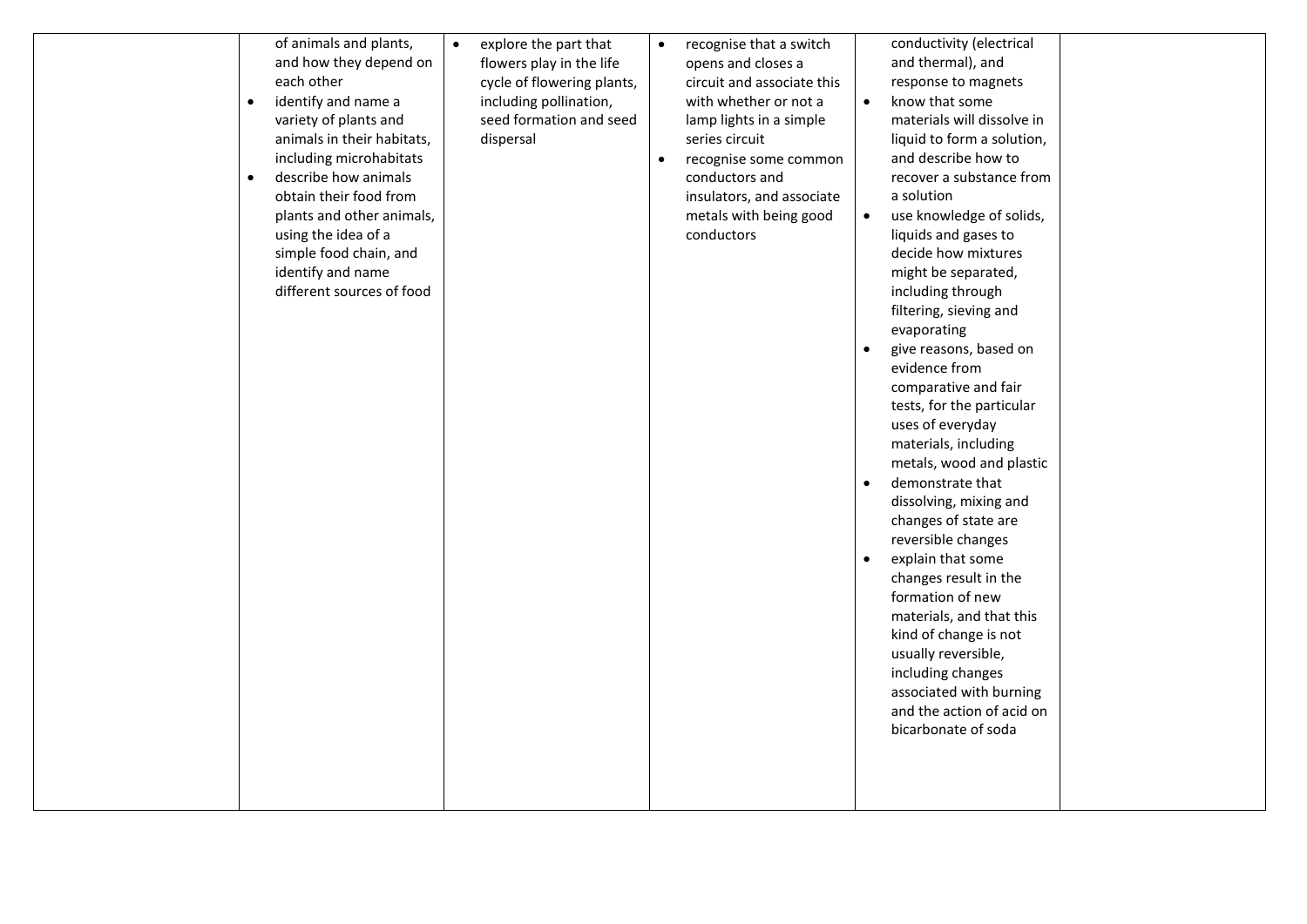|  |  |  |  |  |  |
|---|---|---|---|---|---|
|  | of animals and plants, and how they depend on each other<br>• identify and name a variety of plants and animals in their habitats, including microhabitats<br>• describe how animals obtain their food from plants and other animals, using the idea of a simple food chain, and identify and name different sources of food | • explore the part that flowers play in the life cycle of flowering plants, including pollination, seed formation and seed dispersal | • recognise that a switch opens and closes a circuit and associate this with whether or not a lamp lights in a simple series circuit<br>• recognise some common conductors and insulators, and associate metals with being good conductors | conductivity (electrical and thermal), and response to magnets<br>• know that some materials will dissolve in liquid to form a solution, and describe how to recover a substance from a solution<br>• use knowledge of solids, liquids and gases to decide how mixtures might be separated, including through filtering, sieving and evaporating<br>• give reasons, based on evidence from comparative and fair tests, for the particular uses of everyday materials, including metals, wood and plastic<br>• demonstrate that dissolving, mixing and changes of state are reversible changes<br>• explain that some changes result in the formation of new materials, and that this kind of change is not usually reversible, including changes associated with burning and the action of acid on bicarbonate of soda |  |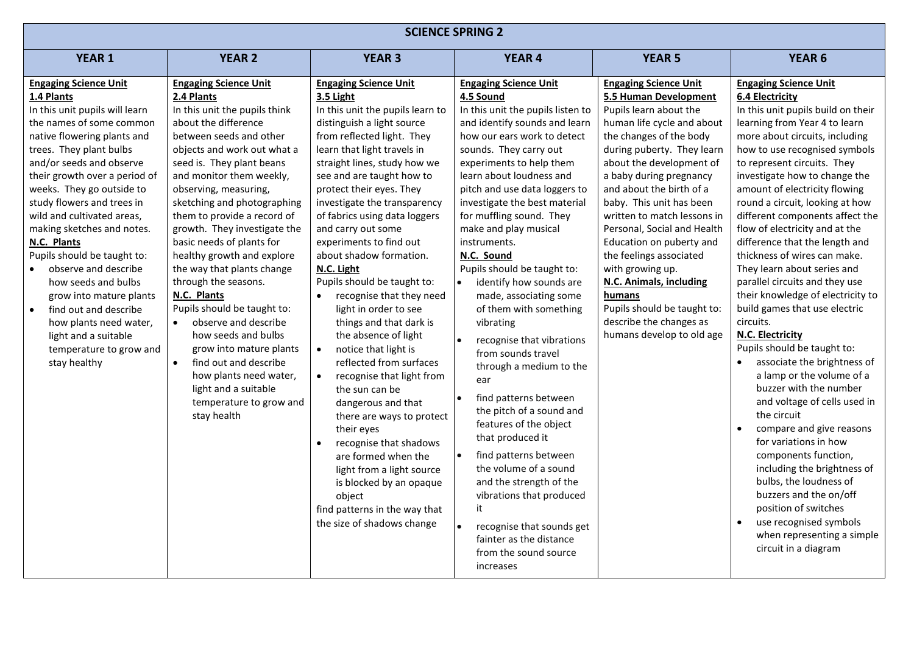# SCIENCE SPRING 2

| YEAR 1 | YEAR 2 | YEAR 3 | YEAR 4 | YEAR 5 | YEAR 6 |
|---|---|---|---|---|---|
| **Engaging Science Unit**<br>**1.4 Plants**<br>In this unit pupils will learn the names of some common native flowering plants and trees. They plant bulbs and/or seeds and observe their growth over a period of weeks. They go outside to study flowers and trees in wild and cultivated areas, making sketches and notes.<br>**N.C. Plants**<br>Pupils should be taught to:<br>• observe and describe how seeds and bulbs grow into mature plants<br>• find out and describe how plants need water, light and a suitable temperature to grow and stay healthy | **Engaging Science Unit**<br>**2.4 Plants**<br>In this unit the pupils think about the difference between seeds and other objects and work out what a seed is. They plant beans and monitor them weekly, observing, measuring, sketching and photographing them to provide a record of growth. They investigate the basic needs of plants for healthy growth and explore the way that plants change through the seasons.<br>**N.C. Plants**<br>Pupils should be taught to:<br>• observe and describe how seeds and bulbs grow into mature plants<br>• find out and describe how plants need water, light and a suitable temperature to grow and stay health | **Engaging Science Unit**<br>**3.5 Light**<br>In this unit the pupils learn to distinguish a light source from reflected light. They learn that light travels in straight lines, study how we see and are taught how to protect their eyes. They investigate the transparency of fabrics using data loggers and carry out some experiments to find out about shadow formation.<br>**N.C. Light**<br>Pupils should be taught to:<br>• recognise that they need light in order to see things and that dark is the absence of light<br>• notice that light is reflected from surfaces<br>• recognise that light from the sun can be dangerous and that there are ways to protect their eyes<br>• recognise that shadows are formed when the light from a light source is blocked by an opaque object<br>find patterns in the way that the size of shadows change | **Engaging Science Unit**<br>**4.5 Sound**<br>In this unit the pupils listen to and identify sounds and learn how our ears work to detect sounds. They carry out experiments to help them learn about loudness and pitch and use data loggers to investigate the best material for muffling sound. They make and play musical instruments.<br>**N.C. Sound**<br>Pupils should be taught to:<br>• identify how sounds are made, associating some of them with something vibrating<br>• recognise that vibrations from sounds travel through a medium to the ear<br>• find patterns between the pitch of a sound and features of the object that produced it<br>• find patterns between the volume of a sound and the strength of the vibrations that produced it<br>• recognise that sounds get fainter as the distance from the sound source increases | **Engaging Science Unit**<br>**5.5 Human Development**<br>Pupils learn about the human life cycle and about the changes of the body during puberty. They learn about the development of a baby during pregnancy and about the birth of a baby. This unit has been written to match lessons in Personal, Social and Health Education on puberty and the feelings associated with growing up.<br>**N.C. Animals, including humans**<br>Pupils should be taught to: describe the changes as humans develop to old age | **Engaging Science Unit**<br>**6.4 Electricity**<br>In this unit pupils build on their learning from Year 4 to learn more about circuits, including how to use recognised symbols to represent circuits. They investigate how to change the amount of electricity flowing round a circuit, looking at how different components affect the flow of electricity and at the difference that the length and thickness of wires can make. They learn about series and parallel circuits and they use their knowledge of electricity to build games that use electric circuits.<br>**N.C. Electricity**<br>Pupils should be taught to:<br>• associate the brightness of a lamp or the volume of a buzzer with the number and voltage of cells used in the circuit<br>• compare and give reasons for variations in how components function, including the brightness of bulbs, the loudness of buzzers and the on/off position of switches<br>• use recognised symbols when representing a simple circuit in a diagram |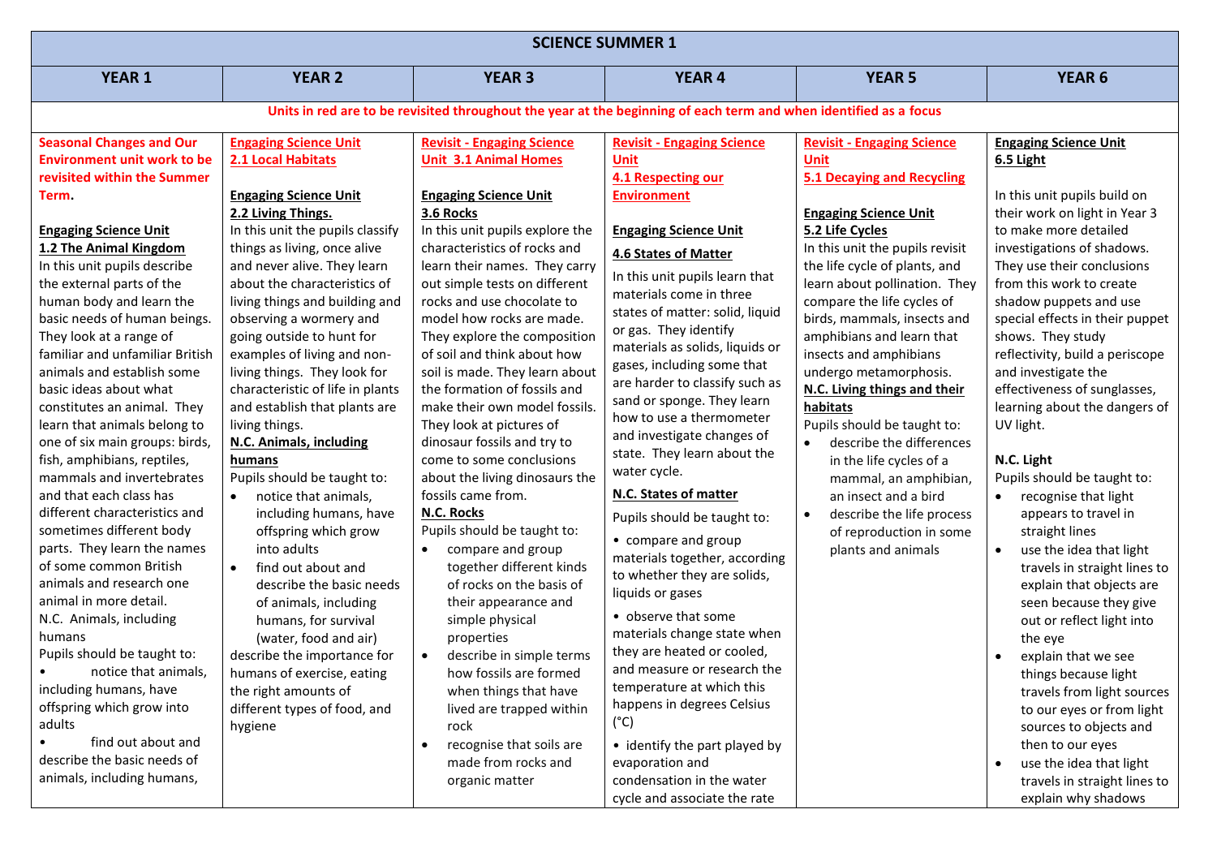| SCIENCE SUMMER 1 | | | | | |
|---|---|---|---|---|---|
| **YEAR 1** | **YEAR 2** | **YEAR 3** | **YEAR 4** | **YEAR 5** | **YEAR 6** |
| Units in red are to be revisited throughout the year at the beginning of each term and when identified as a focus | | | | | |
| **Seasonal Changes and Our Environment unit work to be revisited within the Summer Term.**<br><br>**Engaging Science Unit**<br>**1.2 The Animal Kingdom**<br>In this unit pupils describe the external parts of the human body and learn the basic needs of human beings. They look at a range of familiar and unfamiliar British animals and establish some basic ideas about what constitutes an animal. They learn that animals belong to one of six main groups: birds, fish, amphibians, reptiles, mammals and invertebrates and that each class has different characteristics and sometimes different body parts. They learn the names of some common British animals and research one animal in more detail.<br>N.C. Animals, including humans<br>Pupils should be taught to:<br>• notice that animals, including humans, have offspring which grow into adults<br>• find out about and describe the basic needs of animals, including humans, | **Engaging Science Unit**<br>**2.1 Local Habitats**<br><br>**Engaging Science Unit**<br>**2.2 Living Things.**<br>In this unit the pupils classify things as living, once alive and never alive. They learn about the characteristics of living things and building and observing a wormery and going outside to hunt for examples of living and non-living things. They look for characteristic of life in plants and establish that plants are living things.<br>**N.C. Animals, including humans**<br>Pupils should be taught to:<br>• notice that animals, including humans, have offspring which grow into adults<br>• find out about and describe the basic needs of animals, including humans, for survival (water, food and air)<br>describe the importance for humans of exercise, eating the right amounts of different types of food, and hygiene | **Revisit - Engaging Science Unit 3.1 Animal Homes**<br><br>**Engaging Science Unit**<br>**3.6 Rocks**<br>In this unit pupils explore the characteristics of rocks and learn their names. They carry out simple tests on different rocks and use chocolate to model how rocks are made. They explore the composition of soil and think about how soil is made. They learn about the formation of fossils and make their own model fossils. They look at pictures of dinosaur fossils and try to come to some conclusions about the living dinosaurs the fossils came from.<br>**N.C. Rocks**<br>Pupils should be taught to:<br>• compare and group together different kinds of rocks on the basis of their appearance and simple physical properties<br>• describe in simple terms how fossils are formed when things that have lived are trapped within rock<br>• recognise that soils are made from rocks and organic matter | **Revisit - Engaging Science Unit**<br>**4.1 Respecting our Environment**<br><br>**Engaging Science Unit**<br>**4.6 States of Matter**<br>In this unit pupils learn that materials come in three states of matter: solid, liquid or gas. They identify materials as solids, liquids or gases, including some that are harder to classify such as sand or sponge. They learn how to use a thermometer and investigate changes of state. They learn about the water cycle.<br>**N.C. States of matter**<br>Pupils should be taught to:<br>• compare and group materials together, according to whether they are solids, liquids or gases<br>• observe that some materials change state when they are heated or cooled, and measure or research the temperature at which this happens in degrees Celsius (°C)<br>• identify the part played by evaporation and condensation in the water cycle and associate the rate | **Revisit - Engaging Science Unit**<br>**5.1 Decaying and Recycling**<br><br>**Engaging Science Unit**<br>**5.2 Life Cycles**<br>In this unit the pupils revisit the life cycle of plants, and learn about pollination. They compare the life cycles of birds, mammals, insects and amphibians and learn that insects and amphibians undergo metamorphosis.<br>**N.C. Living things and their habitats**<br>Pupils should be taught to:<br>• describe the differences in the life cycles of a mammal, an amphibian, an insect and a bird<br>• describe the life process of reproduction in some plants and animals | **Engaging Science Unit**<br>**6.5 Light**<br><br>In this unit pupils build on their work on light in Year 3 to make more detailed investigations of shadows. They use their conclusions from this work to create shadow puppets and use special effects in their puppet shows. They study reflectivity, build a periscope and investigate the effectiveness of sunglasses, learning about the dangers of UV light.<br><br>**N.C. Light**<br>Pupils should be taught to:<br>• recognise that light appears to travel in straight lines<br>• use the idea that light travels in straight lines to explain that objects are seen because they give out or reflect light into the eye<br>• explain that we see things because light travels from light sources to our eyes or from light sources to objects and then to our eyes<br>• use the idea that light travels in straight lines to explain why shadows |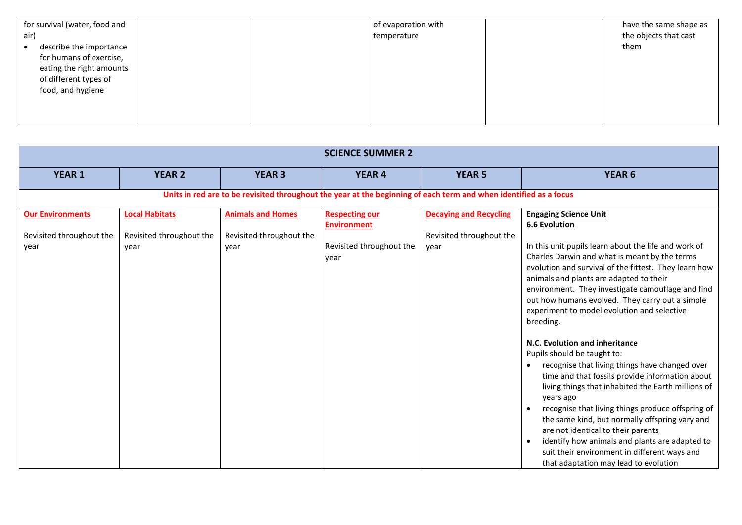| | | | | | |
|---|---|---|---|---|---|
| for survival (water, food and air)<br>• describe the importance for humans of exercise, eating the right amounts of different types of food, and hygiene | | | of evaporation with temperature | | have the same shape as the objects that cast them |

| SCIENCE SUMMER 2 | | | | | |
|---|---|---|---|---|---|
| **YEAR 1** | **YEAR 2** | **YEAR 3** | **YEAR 4** | **YEAR 5** | **YEAR 6** |
| **Units in red are to be revisited throughout the year at the beginning of each term and when identified as a focus** | | | | | |
| **Our Environments**<br><br>Revisited throughout the year | **Local Habitats**<br><br>Revisited throughout the year | **Animals and Homes**<br><br>Revisited throughout the year | **Respecting our Environment**<br><br>Revisited throughout the year | **Decaying and Recycling**<br><br>Revisited throughout the year | **Engaging Science Unit**<br>**6.6 Evolution**<br><br>In this unit pupils learn about the life and work of Charles Darwin and what is meant by the terms evolution and survival of the fittest. They learn how animals and plants are adapted to their environment. They investigate camouflage and find out how humans evolved. They carry out a simple experiment to model evolution and selective breeding.<br><br>**N.C. Evolution and inheritance**<br>Pupils should be taught to:<br>• recognise that living things have changed over time and that fossils provide information about living things that inhabited the Earth millions of years ago<br>• recognise that living things produce offspring of the same kind, but normally offspring vary and are not identical to their parents<br>• identify how animals and plants are adapted to suit their environment in different ways and that adaptation may lead to evolution |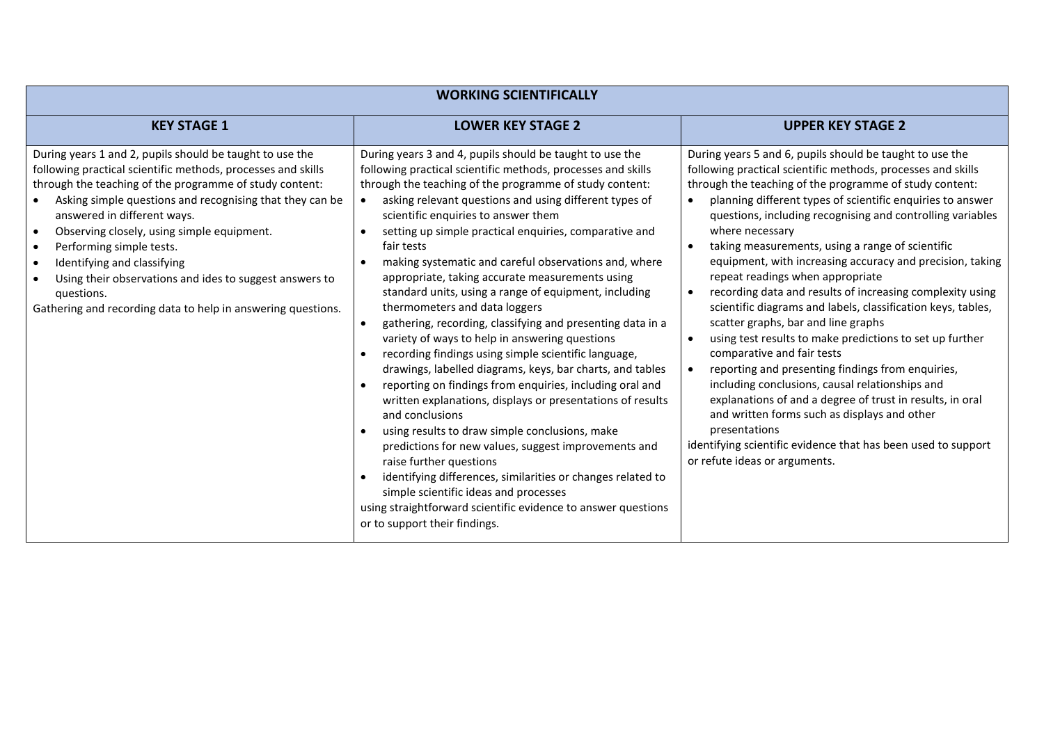| WORKING SCIENTIFICALLY | | |
|---|---|---|
| **KEY STAGE 1** | **LOWER KEY STAGE 2** | **UPPER KEY STAGE 2** |
| During years 1 and 2, pupils should be taught to use the following practical scientific methods, processes and skills through the teaching of the programme of study content:<br>• Asking simple questions and recognising that they can be answered in different ways.<br>• Observing closely, using simple equipment.<br>• Performing simple tests.<br>• Identifying and classifying<br>• Using their observations and ides to suggest answers to questions.<br>Gathering and recording data to help in answering questions. | During years 3 and 4, pupils should be taught to use the following practical scientific methods, processes and skills through the teaching of the programme of study content:<br>• asking relevant questions and using different types of scientific enquiries to answer them<br>• setting up simple practical enquiries, comparative and fair tests<br>• making systematic and careful observations and, where appropriate, taking accurate measurements using standard units, using a range of equipment, including thermometers and data loggers<br>• gathering, recording, classifying and presenting data in a variety of ways to help in answering questions<br>• recording findings using simple scientific language, drawings, labelled diagrams, keys, bar charts, and tables<br>• reporting on findings from enquiries, including oral and written explanations, displays or presentations of results and conclusions<br>• using results to draw simple conclusions, make predictions for new values, suggest improvements and raise further questions<br>• identifying differences, similarities or changes related to simple scientific ideas and processes<br>using straightforward scientific evidence to answer questions or to support their findings. | During years 5 and 6, pupils should be taught to use the following practical scientific methods, processes and skills through the teaching of the programme of study content:<br>• planning different types of scientific enquiries to answer questions, including recognising and controlling variables where necessary<br>• taking measurements, using a range of scientific equipment, with increasing accuracy and precision, taking repeat readings when appropriate<br>• recording data and results of increasing complexity using scientific diagrams and labels, classification keys, tables, scatter graphs, bar and line graphs<br>• using test results to make predictions to set up further comparative and fair tests<br>• reporting and presenting findings from enquiries, including conclusions, causal relationships and explanations of and a degree of trust in results, in oral and written forms such as displays and other presentations<br>identifying scientific evidence that has been used to support or refute ideas or arguments. |